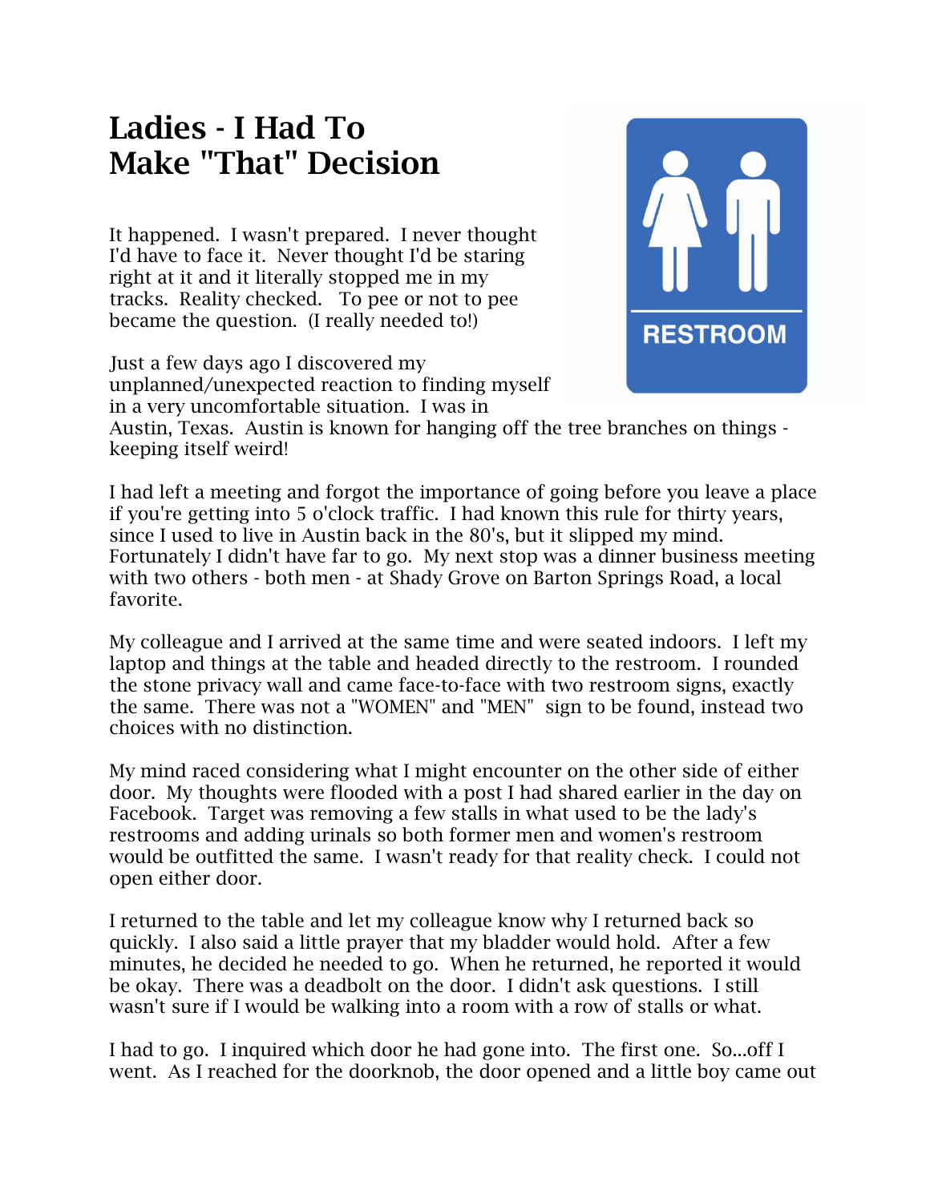# Ladies - I Had To Make "That" Decision

It happened. I wasn't prepared. I never thought I'd have to face it. Never thought I'd be staring right at it and it literally stopped me in my tracks. Reality checked. To pee or not to pee became the question. (I really needed to!)

Just a few days ago I discovered my unplanned/unexpected reaction to finding myself in a very uncomfortable situation. I was in Austin, Texas. Austin is known for hanging off the tree branches on things - keeping itself weird!

I had left a meeting and forgot the importance of going before you leave a place if you're getting into 5 o'clock traffic. I had known this rule for thirty years, since I used to live in Austin back in the 80's, but it slipped my mind. Fortunately I didn't have far to go. My next stop was a dinner business meeting with two others - both men - at Shady Grove on Barton Springs Road, a local favorite.

My colleague and I arrived at the same time and were seated indoors. I left my laptop and things at the table and headed directly to the restroom. I rounded the stone privacy wall and came face-to-face with two restroom signs, exactly the same. There was not a "WOMEN" and "MEN" sign to be found, instead two choices with no distinction.

My mind raced considering what I might encounter on the other side of either door. My thoughts were flooded with a post I had shared earlier in the day on Facebook. Target was removing a few stalls in what used to be the lady's restrooms and adding urinals so both former men and women's restroom would be outfitted the same. I wasn't ready for that reality check. I could not open either door.

I returned to the table and let my colleague know why I returned back so quickly. I also said a little prayer that my bladder would hold. After a few minutes, he decided he needed to go. When he returned, he reported it would be okay. There was a deadbolt on the door. I didn't ask questions. I still wasn't sure if I would be walking into a room with a row of stalls or what.

I had to go. I inquired which door he had gone into. The first one. So...off I went. As I reached for the doorknob, the door opened and a little boy came out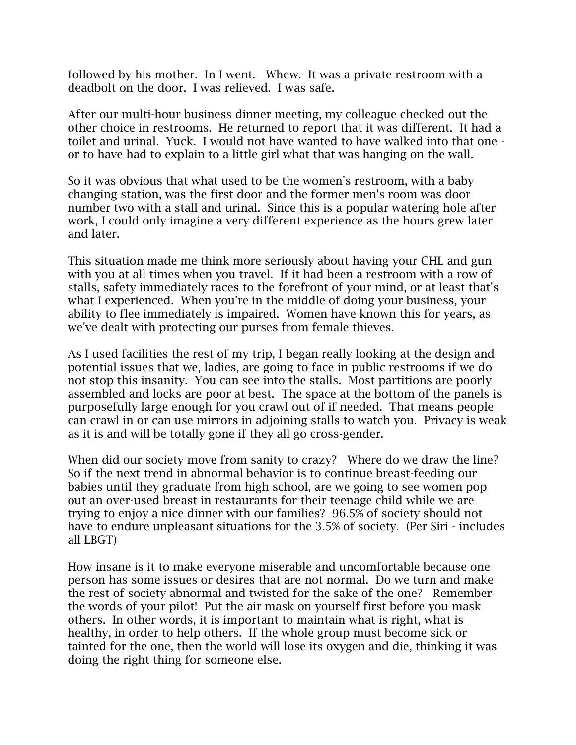followed by his mother. In I went. Whew. It was a private restroom with a deadbolt on the door. I was relieved. I was safe.

After our multi-hour business dinner meeting, my colleague checked out the other choice in restrooms. He returned to report that it was different. It had a toilet and urinal. Yuck. I would not have wanted to have walked into that one - or to have had to explain to a little girl what that was hanging on the wall.

So it was obvious that what used to be the women's restroom, with a baby changing station, was the first door and the former men's room was door number two with a stall and urinal. Since this is a popular watering hole after work, I could only imagine a very different experience as the hours grew later and later.

This situation made me think more seriously about having your CHL and gun with you at all times when you travel. If it had been a restroom with a row of stalls, safety immediately races to the forefront of your mind, or at least that's what I experienced. When you're in the middle of doing your business, your ability to flee immediately is impaired. Women have known this for years, as we've dealt with protecting our purses from female thieves.

As I used facilities the rest of my trip, I began really looking at the design and potential issues that we, ladies, are going to face in public restrooms if we do not stop this insanity. You can see into the stalls. Most partitions are poorly assembled and locks are poor at best. The space at the bottom of the panels is purposefully large enough for you crawl out of if needed. That means people can crawl in or can use mirrors in adjoining stalls to watch you. Privacy is weak as it is and will be totally gone if they all go cross-gender.

When did our society move from sanity to crazy? Where do we draw the line? So if the next trend in abnormal behavior is to continue breast-feeding our babies until they graduate from high school, are we going to see women pop out an over-used breast in restaurants for their teenage child while we are trying to enjoy a nice dinner with our families? 96.5% of society should not have to endure unpleasant situations for the 3.5% of society. (Per Siri - includes all LBGT)

How insane is it to make everyone miserable and uncomfortable because one person has some issues or desires that are not normal. Do we turn and make the rest of society abnormal and twisted for the sake of the one? Remember the words of your pilot! Put the air mask on yourself first before you mask others. In other words, it is important to maintain what is right, what is healthy, in order to help others. If the whole group must become sick or tainted for the one, then the world will lose its oxygen and die, thinking it was doing the right thing for someone else.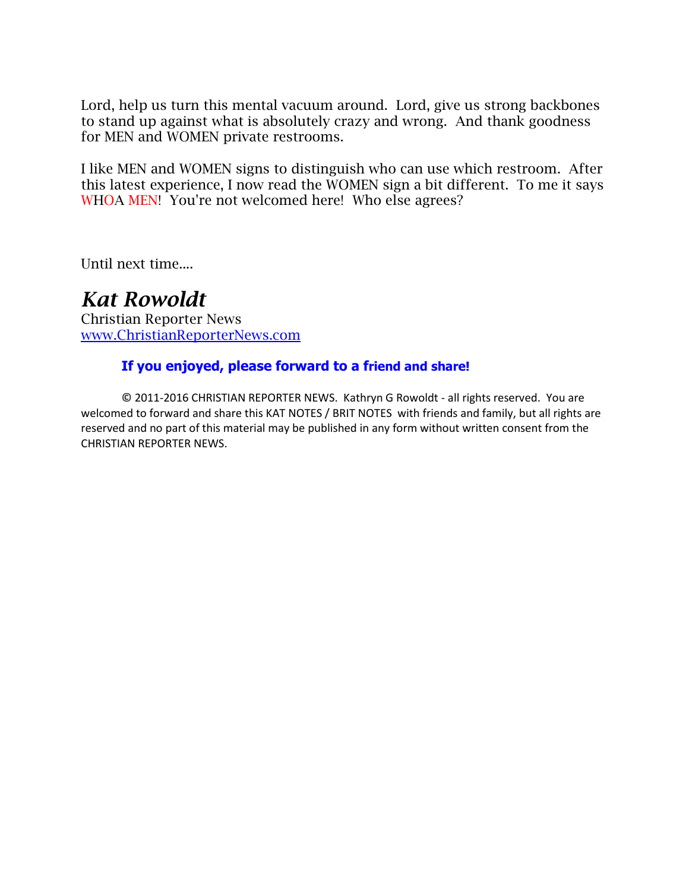Lord, help us turn this mental vacuum around. Lord, give us strong backbones to stand up against what is absolutely crazy and wrong. And thank goodness for MEN and WOMEN private restrooms.

I like MEN and WOMEN signs to distinguish who can use which restroom. After this latest experience, I now read the WOMEN sign a bit different. To me it says WHOA MEN! You're not welcomed here! Who else agrees?

Until next time....

***Kat Rowoldt***
Christian Reporter News
[www.ChristianReporterNews.com](http://www.ChristianReporterNews.com)

**If you enjoyed, please forward to a friend and share!**

© 2011-2016 CHRISTIAN REPORTER NEWS. Kathryn G Rowoldt - all rights reserved. You are welcomed to forward and share this KAT NOTES / BRIT NOTES with friends and family, but all rights are reserved and no part of this material may be published in any form without written consent from the CHRISTIAN REPORTER NEWS.